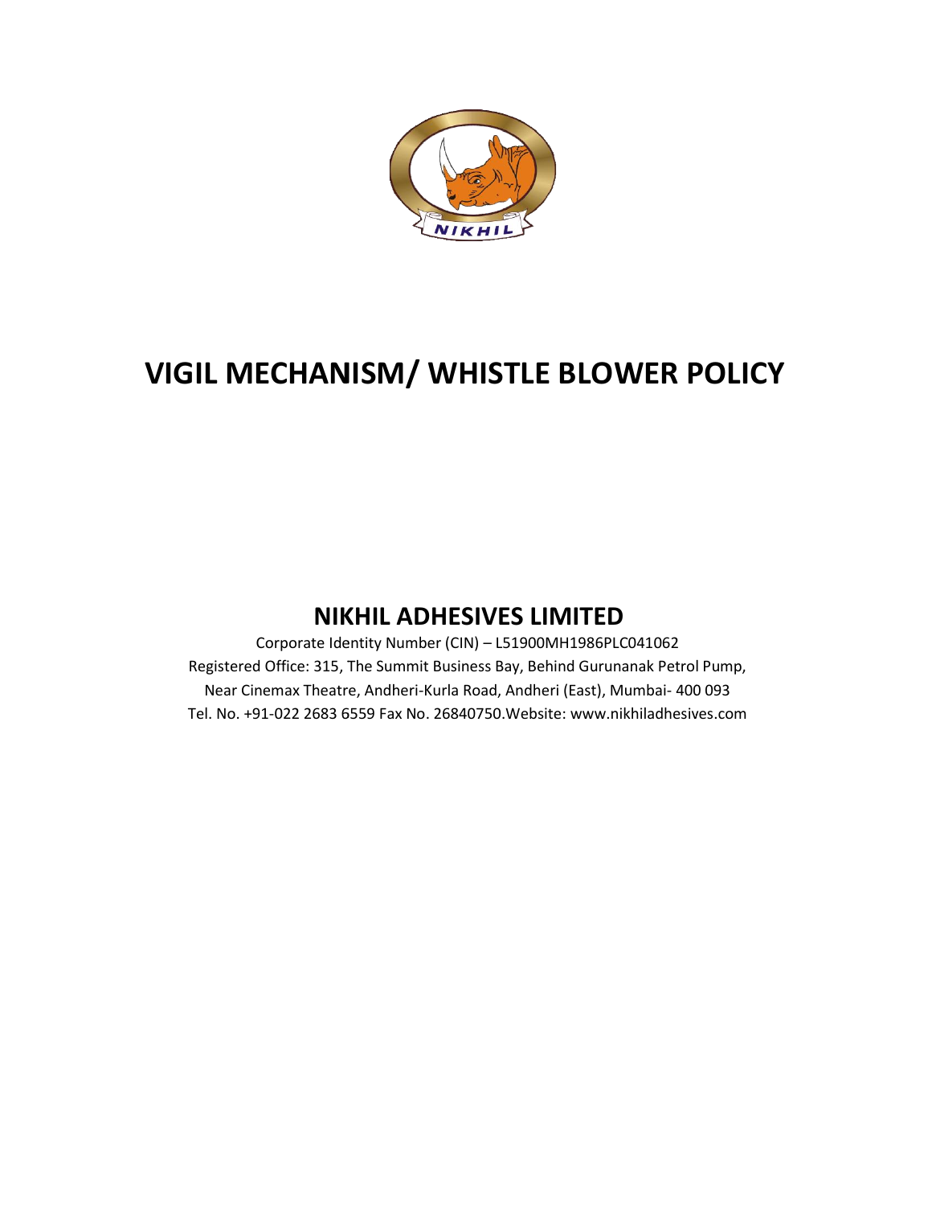# VIGIL MECHANISM/ WHISTLE BLOWER POLICY

## NIKHIL ADHESIVES LIMITED

Corporate Identity Number (CIN) – L51900MH1986PLC041062

Registered Office: 315, The Summit Business Bay, Behind Gurunanak Petrol Pump,

Near Cinemax Theatre, Andheri-Kurla Road, Andheri (East), Mumbai- 400 093

Tel. No. +91-022 2683 6559 Fax No. 26840750.Website: www.nikhiladhesives.com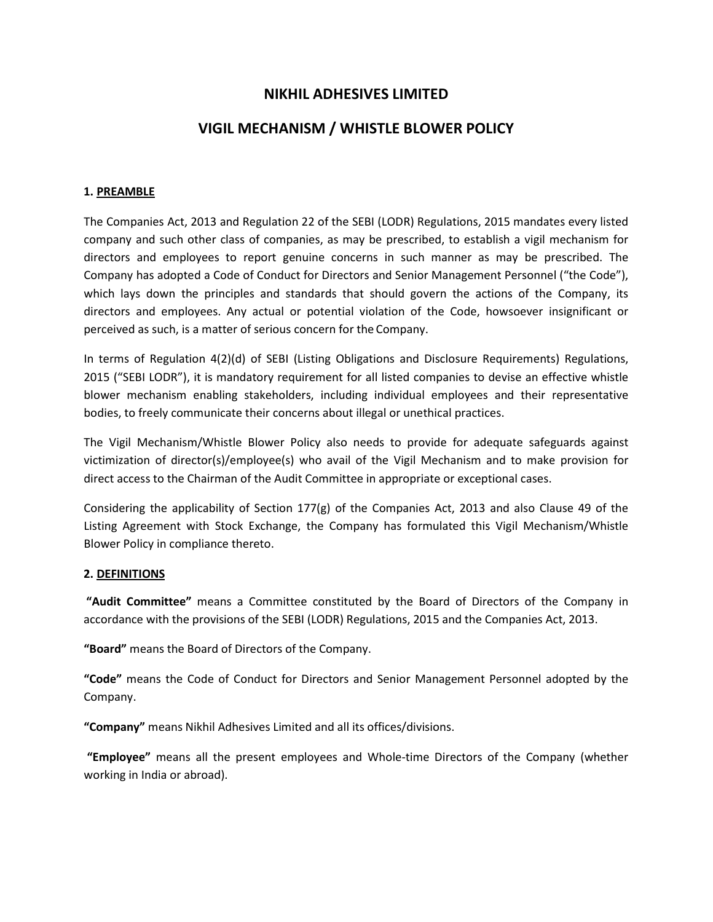# NIKHIL ADHESIVES LIMITED

# VIGIL MECHANISM / WHISTLE BLOWER POLICY

## 1. PREAMBLE

The Companies Act, 2013 and Regulation 22 of the SEBI (LODR) Regulations, 2015 mandates every listed company and such other class of companies, as may be prescribed, to establish a vigil mechanism for directors and employees to report genuine concerns in such manner as may be prescribed. The Company has adopted a Code of Conduct for Directors and Senior Management Personnel ("the Code"), which lays down the principles and standards that should govern the actions of the Company, its directors and employees. Any actual or potential violation of the Code, howsoever insignificant or perceived as such, is a matter of serious concern for the Company.

In terms of Regulation 4(2)(d) of SEBI (Listing Obligations and Disclosure Requirements) Regulations, 2015 ("SEBI LODR"), it is mandatory requirement for all listed companies to devise an effective whistle blower mechanism enabling stakeholders, including individual employees and their representative bodies, to freely communicate their concerns about illegal or unethical practices.

The Vigil Mechanism/Whistle Blower Policy also needs to provide for adequate safeguards against victimization of director(s)/employee(s) who avail of the Vigil Mechanism and to make provision for direct access to the Chairman of the Audit Committee in appropriate or exceptional cases.

Considering the applicability of Section 177(g) of the Companies Act, 2013 and also Clause 49 of the Listing Agreement with Stock Exchange, the Company has formulated this Vigil Mechanism/Whistle Blower Policy in compliance thereto.

## 2. DEFINITIONS

**"Audit Committee"** means a Committee constituted by the Board of Directors of the Company in accordance with the provisions of the SEBI (LODR) Regulations, 2015 and the Companies Act, 2013.

**"Board"** means the Board of Directors of the Company.

**"Code"** means the Code of Conduct for Directors and Senior Management Personnel adopted by the Company.

**"Company"** means Nikhil Adhesives Limited and all its offices/divisions.

**"Employee"** means all the present employees and Whole-time Directors of the Company (whether working in India or abroad).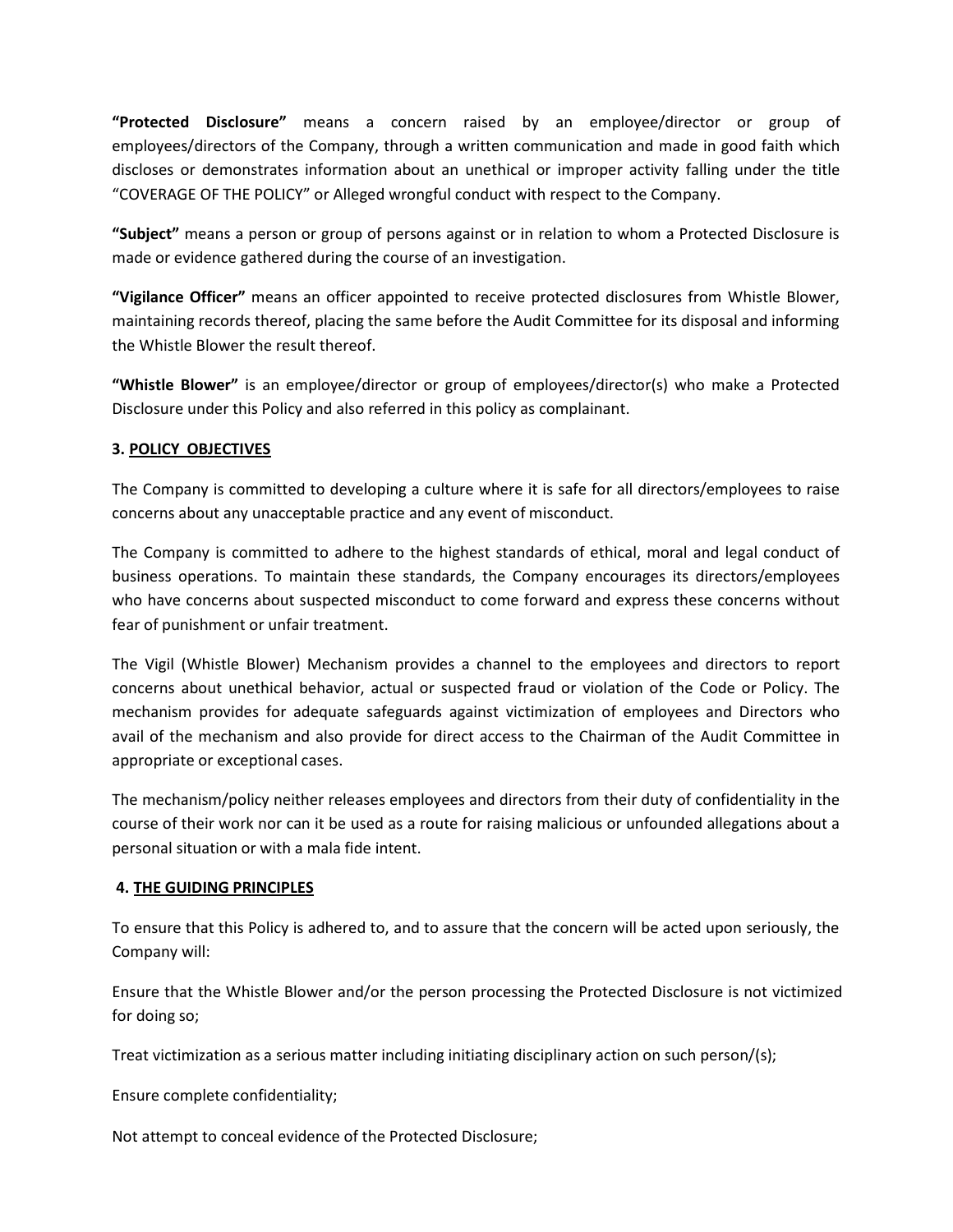**“Protected Disclosure”** means a concern raised by an employee/director or group of employees/directors of the Company, through a written communication and made in good faith which discloses or demonstrates information about an unethical or improper activity falling under the title “COVERAGE OF THE POLICY” or Alleged wrongful conduct with respect to the Company.

**“Subject”** means a person or group of persons against or in relation to whom a Protected Disclosure is made or evidence gathered during the course of an investigation.

**“Vigilance Officer”** means an officer appointed to receive protected disclosures from Whistle Blower, maintaining records thereof, placing the same before the Audit Committee for its disposal and informing the Whistle Blower the result thereof.

**“Whistle Blower”** is an employee/director or group of employees/director(s) who make a Protected Disclosure under this Policy and also referred in this policy as complainant.

## 3. POLICY OBJECTIVES

The Company is committed to developing a culture where it is safe for all directors/employees to raise concerns about any unacceptable practice and any event of misconduct.

The Company is committed to adhere to the highest standards of ethical, moral and legal conduct of business operations. To maintain these standards, the Company encourages its directors/employees who have concerns about suspected misconduct to come forward and express these concerns without fear of punishment or unfair treatment.

The Vigil (Whistle Blower) Mechanism provides a channel to the employees and directors to report concerns about unethical behavior, actual or suspected fraud or violation of the Code or Policy. The mechanism provides for adequate safeguards against victimization of employees and Directors who avail of the mechanism and also provide for direct access to the Chairman of the Audit Committee in appropriate or exceptional cases.

The mechanism/policy neither releases employees and directors from their duty of confidentiality in the course of their work nor can it be used as a route for raising malicious or unfounded allegations about a personal situation or with a mala fide intent.

## 4. THE GUIDING PRINCIPLES

To ensure that this Policy is adhered to, and to assure that the concern will be acted upon seriously, the Company will:

Ensure that the Whistle Blower and/or the person processing the Protected Disclosure is not victimized for doing so;

Treat victimization as a serious matter including initiating disciplinary action on such person/(s);

Ensure complete confidentiality;

Not attempt to conceal evidence of the Protected Disclosure;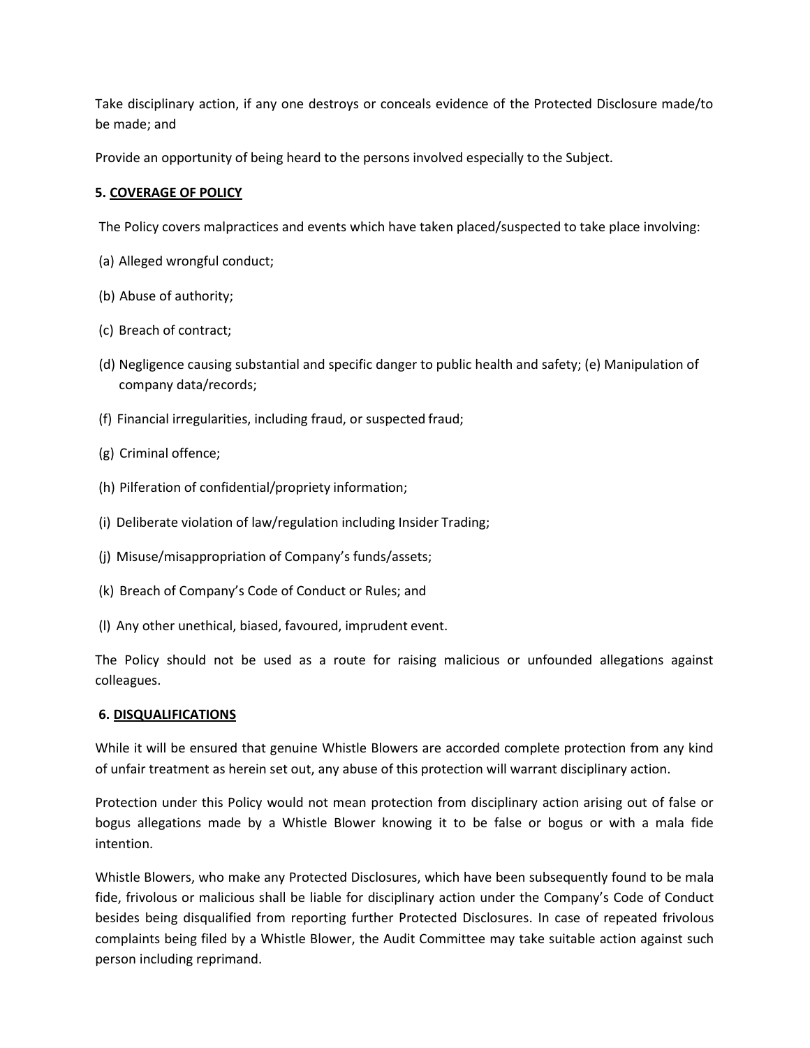Take disciplinary action, if any one destroys or conceals evidence of the Protected Disclosure made/to be made; and

Provide an opportunity of being heard to the persons involved especially to the Subject.

**5. COVERAGE OF POLICY**

The Policy covers malpractices and events which have taken placed/suspected to take place involving:

(a) Alleged wrongful conduct;

(b) Abuse of authority;

(c) Breach of contract;

(d) Negligence causing substantial and specific danger to public health and safety; (e) Manipulation of company data/records;

(f) Financial irregularities, including fraud, or suspected fraud;

(g) Criminal offence;

(h) Pilferation of confidential/propriety information;

(i) Deliberate violation of law/regulation including Insider Trading;

(j) Misuse/misappropriation of Company's funds/assets;

(k) Breach of Company's Code of Conduct or Rules; and

(l) Any other unethical, biased, favoured, imprudent event.

The Policy should not be used as a route for raising malicious or unfounded allegations against colleagues.

**6. DISQUALIFICATIONS**

While it will be ensured that genuine Whistle Blowers are accorded complete protection from any kind of unfair treatment as herein set out, any abuse of this protection will warrant disciplinary action.

Protection under this Policy would not mean protection from disciplinary action arising out of false or bogus allegations made by a Whistle Blower knowing it to be false or bogus or with a mala fide intention.

Whistle Blowers, who make any Protected Disclosures, which have been subsequently found to be mala fide, frivolous or malicious shall be liable for disciplinary action under the Company's Code of Conduct besides being disqualified from reporting further Protected Disclosures. In case of repeated frivolous complaints being filed by a Whistle Blower, the Audit Committee may take suitable action against such person including reprimand.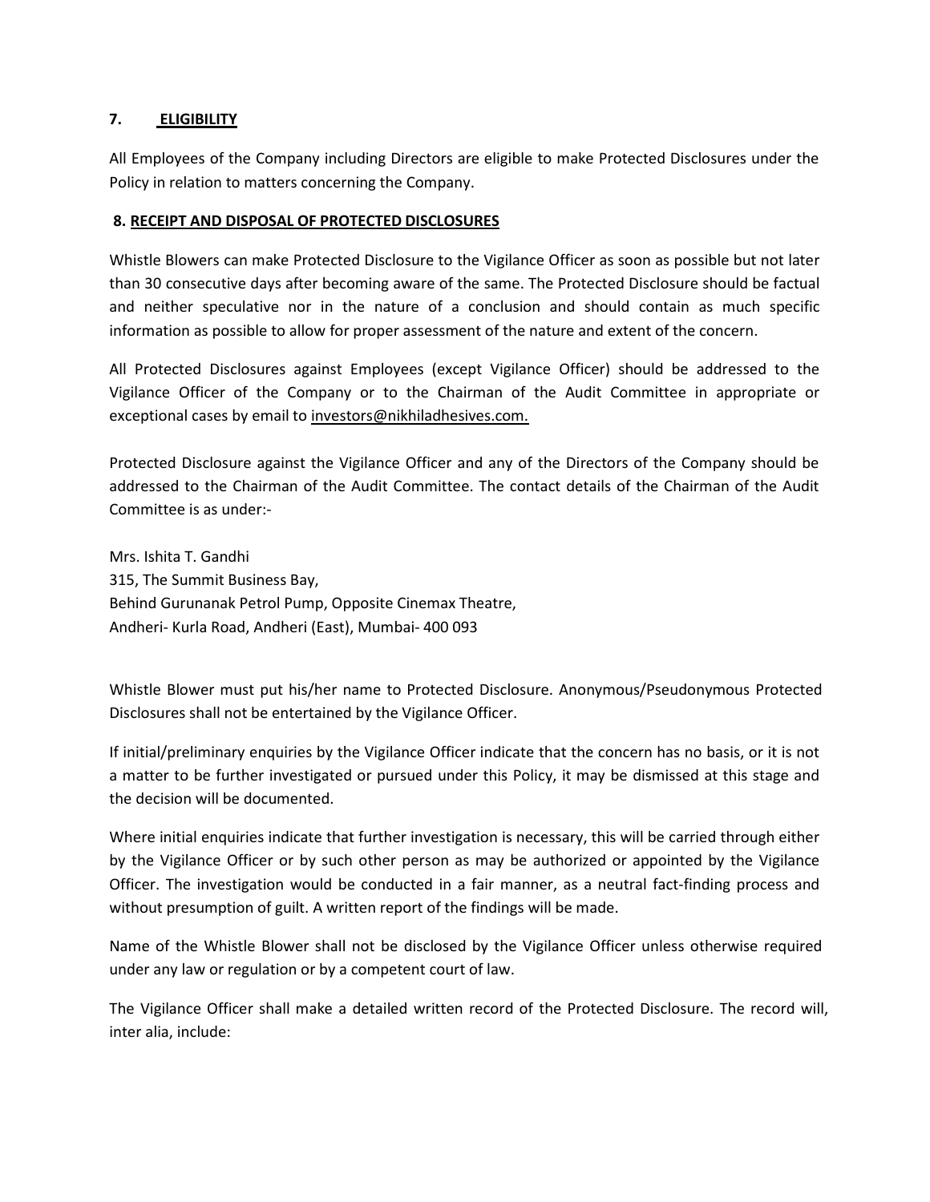## 7. ELIGIBILITY

All Employees of the Company including Directors are eligible to make Protected Disclosures under the Policy in relation to matters concerning the Company.

## 8. RECEIPT AND DISPOSAL OF PROTECTED DISCLOSURES

Whistle Blowers can make Protected Disclosure to the Vigilance Officer as soon as possible but not later than 30 consecutive days after becoming aware of the same. The Protected Disclosure should be factual and neither speculative nor in the nature of a conclusion and should contain as much specific information as possible to allow for proper assessment of the nature and extent of the concern.

All Protected Disclosures against Employees (except Vigilance Officer) should be addressed to the Vigilance Officer of the Company or to the Chairman of the Audit Committee in appropriate or exceptional cases by email to investors@nikhiladhesives.com.

Protected Disclosure against the Vigilance Officer and any of the Directors of the Company should be addressed to the Chairman of the Audit Committee. The contact details of the Chairman of the Audit Committee is as under:-

Mrs. Ishita T. Gandhi
315, The Summit Business Bay,
Behind Gurunanak Petrol Pump, Opposite Cinemax Theatre,
Andheri- Kurla Road, Andheri (East), Mumbai- 400 093

Whistle Blower must put his/her name to Protected Disclosure. Anonymous/Pseudonymous Protected Disclosures shall not be entertained by the Vigilance Officer.

If initial/preliminary enquiries by the Vigilance Officer indicate that the concern has no basis, or it is not a matter to be further investigated or pursued under this Policy, it may be dismissed at this stage and the decision will be documented.

Where initial enquiries indicate that further investigation is necessary, this will be carried through either by the Vigilance Officer or by such other person as may be authorized or appointed by the Vigilance Officer. The investigation would be conducted in a fair manner, as a neutral fact-finding process and without presumption of guilt. A written report of the findings will be made.

Name of the Whistle Blower shall not be disclosed by the Vigilance Officer unless otherwise required under any law or regulation or by a competent court of law.

The Vigilance Officer shall make a detailed written record of the Protected Disclosure. The record will, inter alia, include: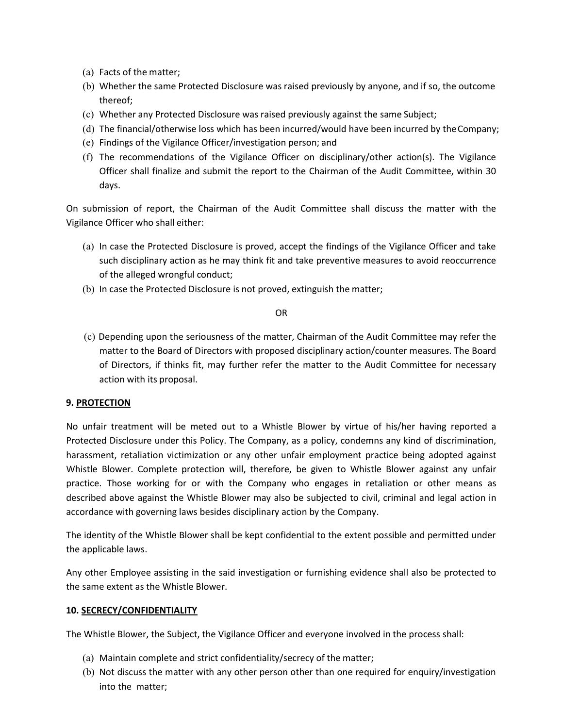(a) Facts of the matter;
(b) Whether the same Protected Disclosure was raised previously by anyone, and if so, the outcome thereof;
(c) Whether any Protected Disclosure was raised previously against the same Subject;
(d) The financial/otherwise loss which has been incurred/would have been incurred by the Company;
(e) Findings of the Vigilance Officer/investigation person; and
(f) The recommendations of the Vigilance Officer on disciplinary/other action(s). The Vigilance Officer shall finalize and submit the report to the Chairman of the Audit Committee, within 30 days.

On submission of report, the Chairman of the Audit Committee shall discuss the matter with the Vigilance Officer who shall either:

(a) In case the Protected Disclosure is proved, accept the findings of the Vigilance Officer and take such disciplinary action as he may think fit and take preventive measures to avoid reoccurrence of the alleged wrongful conduct;
(b) In case the Protected Disclosure is not proved, extinguish the matter;

OR

(c) Depending upon the seriousness of the matter, Chairman of the Audit Committee may refer the matter to the Board of Directors with proposed disciplinary action/counter measures. The Board of Directors, if thinks fit, may further refer the matter to the Audit Committee for necessary action with its proposal.

**9. PROTECTION**

No unfair treatment will be meted out to a Whistle Blower by virtue of his/her having reported a Protected Disclosure under this Policy. The Company, as a policy, condemns any kind of discrimination, harassment, retaliation victimization or any other unfair employment practice being adopted against Whistle Blower. Complete protection will, therefore, be given to Whistle Blower against any unfair practice. Those working for or with the Company who engages in retaliation or other means as described above against the Whistle Blower may also be subjected to civil, criminal and legal action in accordance with governing laws besides disciplinary action by the Company.

The identity of the Whistle Blower shall be kept confidential to the extent possible and permitted under the applicable laws.

Any other Employee assisting in the said investigation or furnishing evidence shall also be protected to the same extent as the Whistle Blower.

**10. SECRECY/CONFIDENTIALITY**

The Whistle Blower, the Subject, the Vigilance Officer and everyone involved in the process shall:

(a) Maintain complete and strict confidentiality/secrecy of the matter;
(b) Not discuss the matter with any other person other than one required for enquiry/investigation into the matter;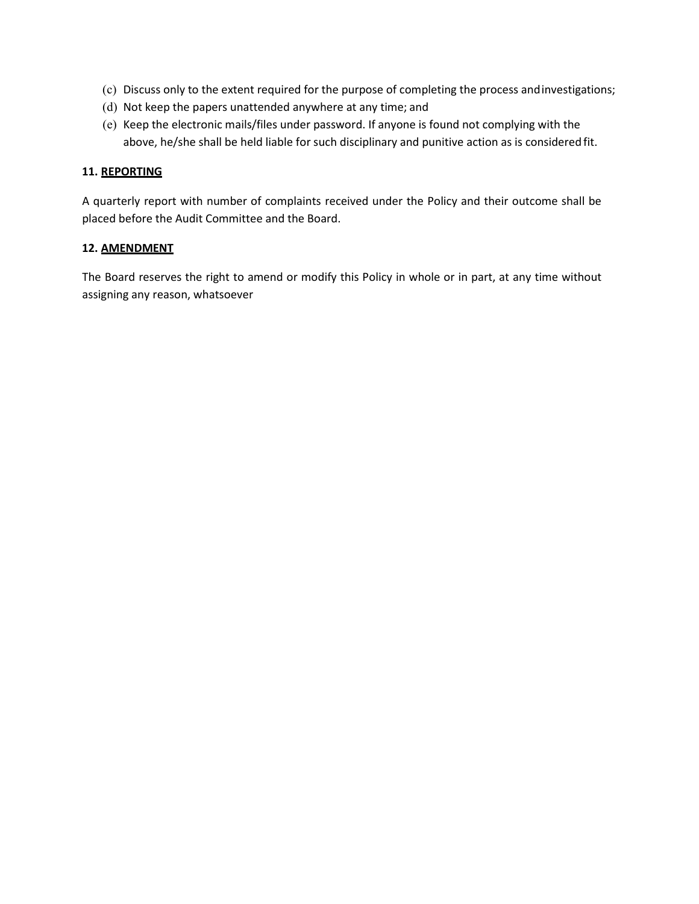(c) Discuss only to the extent required for the purpose of completing the process and investigations;
(d) Not keep the papers unattended anywhere at any time; and
(e) Keep the electronic mails/files under password. If anyone is found not complying with the above, he/she shall be held liable for such disciplinary and punitive action as is considered fit.

**11. REPORTING**

A quarterly report with number of complaints received under the Policy and their outcome shall be placed before the Audit Committee and the Board.

**12. AMENDMENT**

The Board reserves the right to amend or modify this Policy in whole or in part, at any time without assigning any reason, whatsoever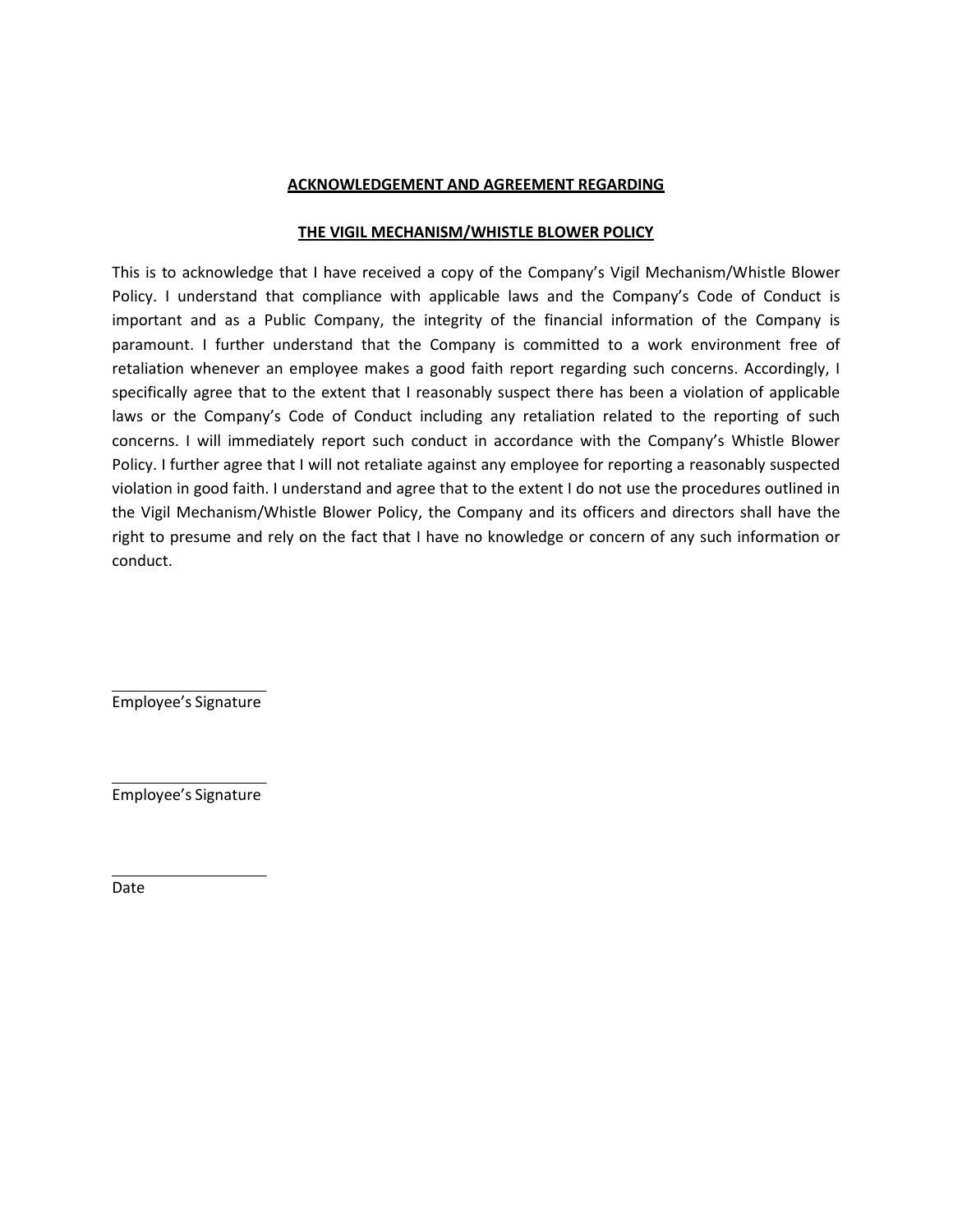**ACKNOWLEDGEMENT AND AGREEMENT REGARDING**

**THE VIGIL MECHANISM/WHISTLE BLOWER POLICY**

This is to acknowledge that I have received a copy of the Company's Vigil Mechanism/Whistle Blower Policy. I understand that compliance with applicable laws and the Company's Code of Conduct is important and as a Public Company, the integrity of the financial information of the Company is paramount. I further understand that the Company is committed to a work environment free of retaliation whenever an employee makes a good faith report regarding such concerns. Accordingly, I specifically agree that to the extent that I reasonably suspect there has been a violation of applicable laws or the Company's Code of Conduct including any retaliation related to the reporting of such concerns. I will immediately report such conduct in accordance with the Company's Whistle Blower Policy. I further agree that I will not retaliate against any employee for reporting a reasonably suspected violation in good faith. I understand and agree that to the extent I do not use the procedures outlined in the Vigil Mechanism/Whistle Blower Policy, the Company and its officers and directors shall have the right to presume and rely on the fact that I have no knowledge or concern of any such information or conduct.

____________________
Employee's Signature

____________________
Employee's Signature

____________________
Date